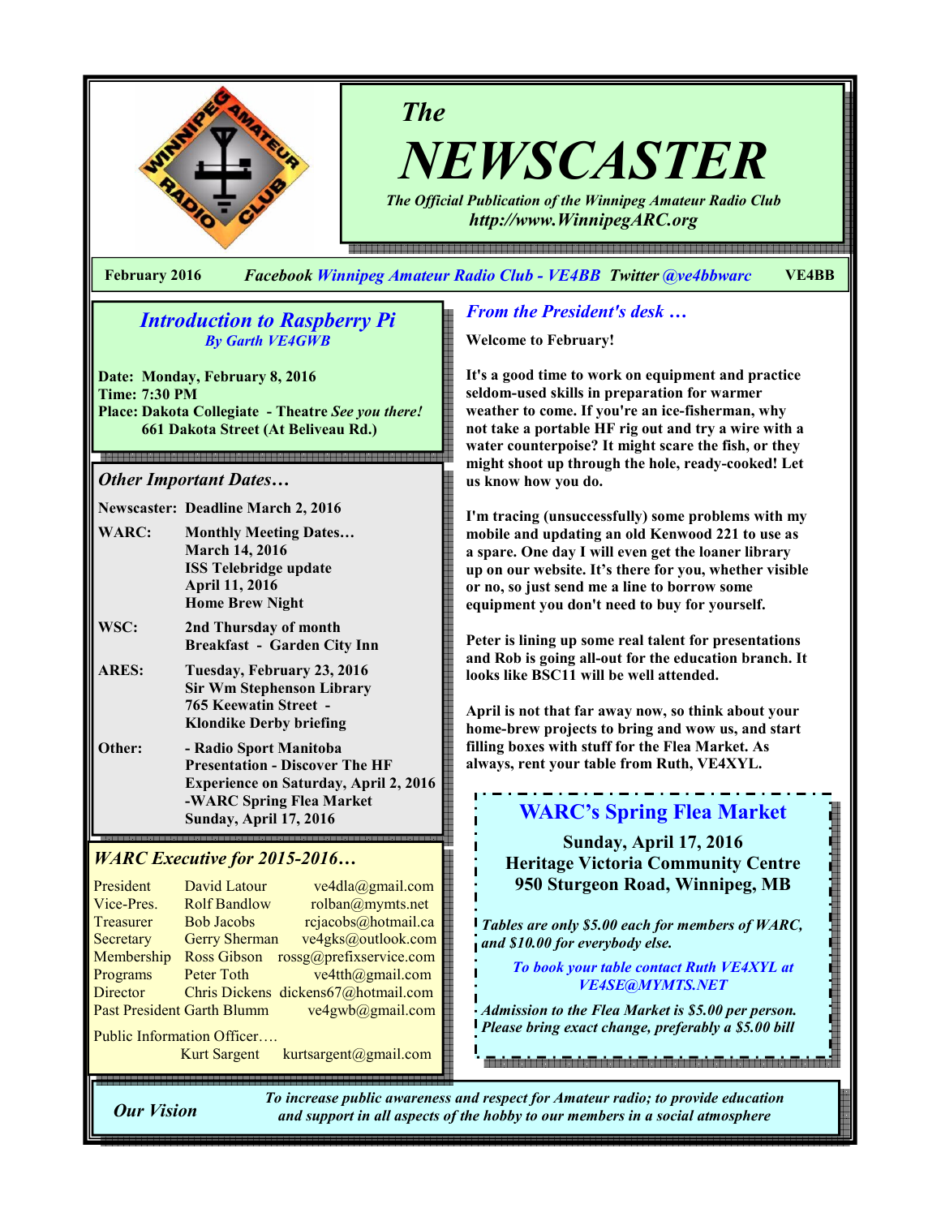# The NEWSCASTER

*The Official Publication of the Winnipeg Amateur Radio Club*
*http://www.WinnipegARC.org*

**February 2016** *Facebook Winnipeg Amateur Radio Club - VE4BB Twitter @ve4bbwarc* **VE4BB**

## *Introduction to Raspberry Pi*
***By Garth VE4GWB***

**Date: Monday, February 8, 2016**
**Time: 7:30 PM**
**Place: Dakota Collegiate - Theatre** ***See you there!***
**661 Dakota Street (At Beliveau Rd.)**

## *Other Important Dates…*

**Newscaster: Deadline March 2, 2016**

| | |
|---|---|
| **WARC:** | **Monthly Meeting Dates…** <br> **March 14, 2016** <br> **ISS Telebridge update** <br> **April 11, 2016** <br> **Home Brew Night** |
| **WSC:** | **2nd Thursday of month** <br> **Breakfast - Garden City Inn** |
| **ARES:** | **Tuesday, February 23, 2016** <br> **Sir Wm Stephenson Library** <br> **765 Keewatin Street -** <br> **Klondike Derby briefing** |
| **Other:** | **- Radio Sport Manitoba Presentation - Discover The HF Experience on Saturday, April 2, 2016** <br> **-WARC Spring Flea Market Sunday, April 17, 2016** |

## *WARC Executive for 2015-2016…*

| | | |
|---|---|---|
| President | David Latour | ve4dla@gmail.com |
| Vice-Pres. | Rolf Bandlow | rolban@mymts.net |
| Treasurer | Bob Jacobs | rcjacobs@hotmail.ca |
| Secretary | Gerry Sherman | ve4gks@outlook.com |
| Membership | Ross Gibson | rossg@prefixservice.com |
| Programs | Peter Toth | ve4tth@gmail.com |
| Director | Chris Dickens | dickens67@hotmail.com |
| Past President | Garth Blumm | ve4gwb@gmail.com |

Public Information Officer….
Kurt Sargent kurtsargent@gmail.com

## *From the President's desk …*

**Welcome to February!**

**It's a good time to work on equipment and practice seldom-used skills in preparation for warmer weather to come. If you're an ice-fisherman, why not take a portable HF rig out and try a wire with a water counterpoise? It might scare the fish, or they might shoot up through the hole, ready-cooked! Let us know how you do.**

**I'm tracing (unsuccessfully) some problems with my mobile and updating an old Kenwood 221 to use as a spare. One day I will even get the loaner library up on our website. It's there for you, whether visible or no, so just send me a line to borrow some equipment you don't need to buy for yourself.**

**Peter is lining up some real talent for presentations and Rob is going all-out for the education branch. It looks like BSC11 will be well attended.**

**April is not that far away now, so think about your home-brew projects to bring and wow us, and start filling boxes with stuff for the Flea Market. As always, rent your table from Ruth, VE4XYL.**

## WARC's Spring Flea Market

**Sunday, April 17, 2016**
**Heritage Victoria Community Centre**
**950 Sturgeon Road, Winnipeg, MB**

***Tables are only $5.00 each for members of WARC, and $10.00 for everybody else.***

***To book your table contact Ruth VE4XYL at VE4SE@MYMTS.NET***

***Admission to the Flea Market is $5.00 per person. Please bring exact change, preferably a $5.00 bill***

***Our Vision*** — ***To increase public awareness and respect for Amateur radio; to provide education and support in all aspects of the hobby to our members in a social atmosphere***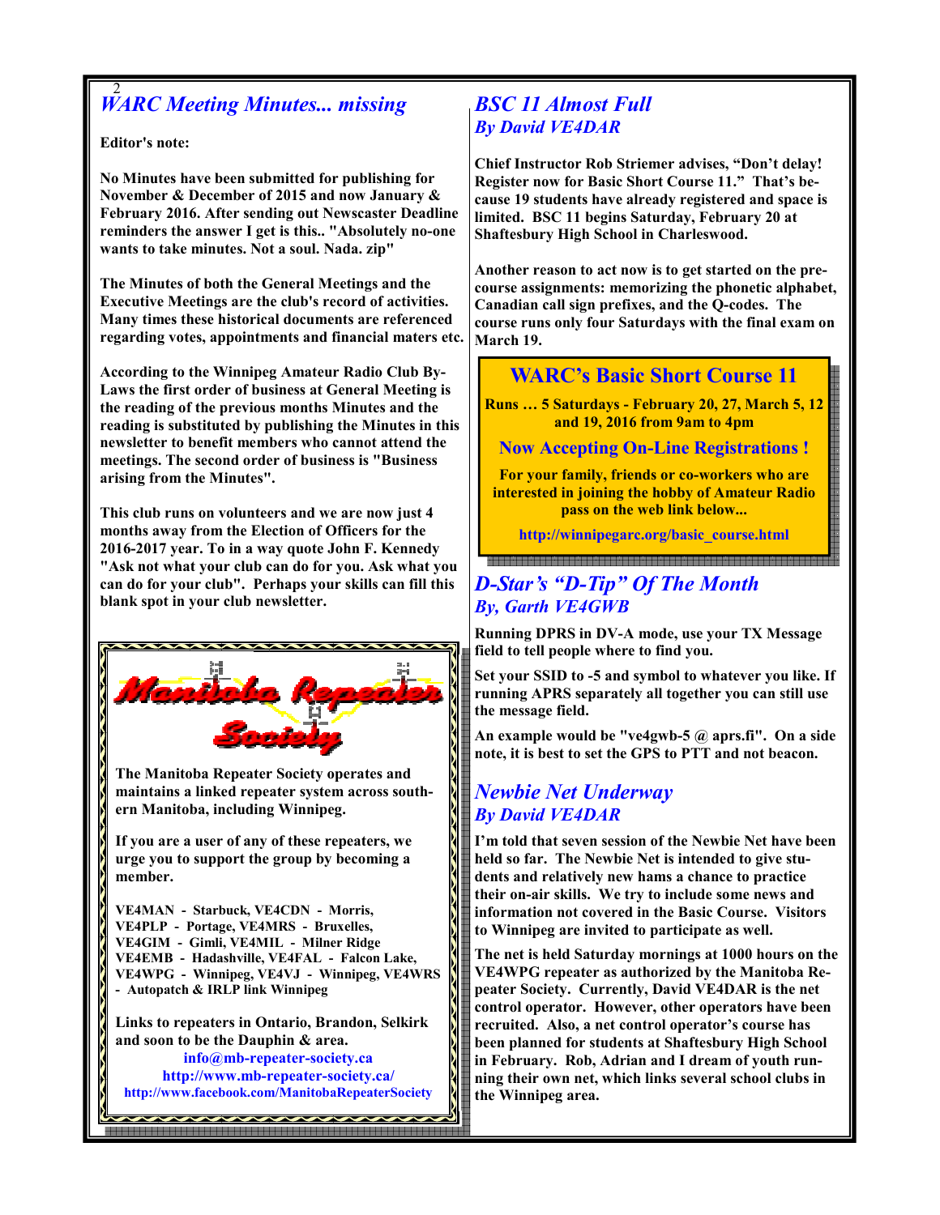## *WARC Meeting Minutes... missing*

**Editor's note:**

**No Minutes have been submitted for publishing for November & December of 2015 and now January & February 2016. After sending out Newscaster Deadline reminders the answer I get is this.. "Absolutely no-one wants to take minutes. Not a soul. Nada. zip"**

**The Minutes of both the General Meetings and the Executive Meetings are the club's record of activities. Many times these historical documents are referenced regarding votes, appointments and financial maters etc.**

**According to the Winnipeg Amateur Radio Club By-Laws the first order of business at General Meeting is the reading of the previous months Minutes and the reading is substituted by publishing the Minutes in this newsletter to benefit members who cannot attend the meetings. The second order of business is "Business arising from the Minutes".**

**This club runs on volunteers and we are now just 4 months away from the Election of Officers for the 2016-2017 year. To in a way quote John F. Kennedy "Ask not what your club can do for you. Ask what you can do for your club". Perhaps your skills can fill this blank spot in your club newsletter.**

---

**Manitoba Repeater Society**

**The Manitoba Repeater Society operates and maintains a linked repeater system across southern Manitoba, including Winnipeg.**

**If you are a user of any of these repeaters, we urge you to support the group by becoming a member.**

**VE4MAN - Starbuck, VE4CDN - Morris,**
**VE4PLP - Portage, VE4MRS - Bruxelles,**
**VE4GIM - Gimli, VE4MIL - Milner Ridge**
**VE4EMB - Hadashville, VE4FAL - Falcon Lake,**
**VE4WPG - Winnipeg, VE4VJ - Winnipeg, VE4WRS - Autopatch & IRLP link Winnipeg**

**Links to repeaters in Ontario, Brandon, Selkirk and soon to be the Dauphin & area.**

**info@mb-repeater-society.ca**
**http://www.mb-repeater-society.ca/**
**http://www.facebook.com/ManitobaRepeaterSociety**

---

## *BSC 11 Almost Full*
### *By David VE4DAR*

**Chief Instructor Rob Striemer advises, "Don't delay! Register now for Basic Short Course 11." That's because 19 students have already registered and space is limited. BSC 11 begins Saturday, February 20 at Shaftesbury High School in Charleswood.**

**Another reason to act now is to get started on the pre-course assignments: memorizing the phonetic alphabet, Canadian call sign prefixes, and the Q-codes. The course runs only four Saturdays with the final exam on March 19.**

---

**WARC's Basic Short Course 11**

**Runs … 5 Saturdays - February 20, 27, March 5, 12 and 19, 2016 from 9am to 4pm**

**Now Accepting On-Line Registrations !**

**For your family, friends or co-workers who are interested in joining the hobby of Amateur Radio pass on the web link below...**

**http://winnipegarc.org/basic_course.html**

---

## *D-Star's "D-Tip" Of The Month*
### *By, Garth VE4GWB*

**Running DPRS in DV-A mode, use your TX Message field to tell people where to find you.**

**Set your SSID to -5 and symbol to whatever you like. If running APRS separately all together you can still use the message field.**

**An example would be "ve4gwb-5 @ aprs.fi". On a side note, it is best to set the GPS to PTT and not beacon.**

## *Newbie Net Underway*
### *By David VE4DAR*

**I'm told that seven session of the Newbie Net have been held so far. The Newbie Net is intended to give students and relatively new hams a chance to practice their on-air skills. We try to include some news and information not covered in the Basic Course. Visitors to Winnipeg are invited to participate as well.**

**The net is held Saturday mornings at 1000 hours on the VE4WPG repeater as authorized by the Manitoba Repeater Society. Currently, David VE4DAR is the net control operator. However, other operators have been recruited. Also, a net control operator's course has been planned for students at Shaftesbury High School in February. Rob, Adrian and I dream of youth running their own net, which links several school clubs in the Winnipeg area.**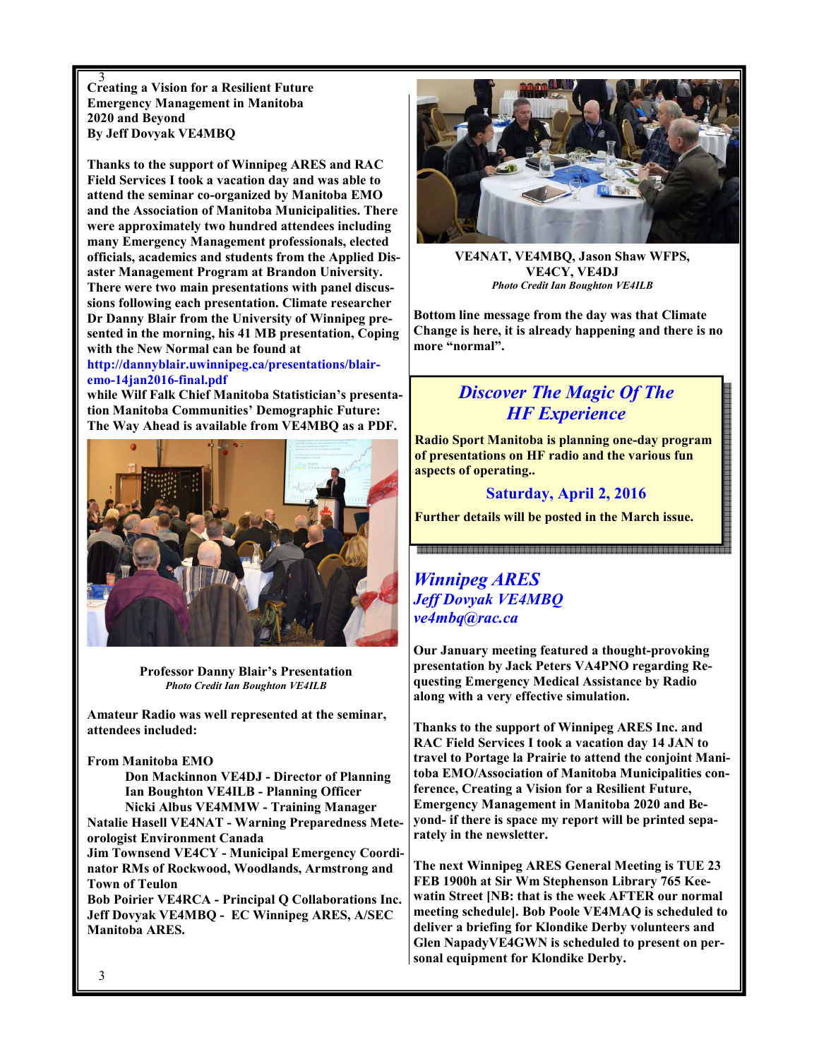**Creating a Vision for a Resilient Future Emergency Management in Manitoba 2020 and Beyond**
**By Jeff Dovyak VE4MBQ**

Thanks to the support of Winnipeg ARES and RAC Field Services I took a vacation day and was able to attend the seminar co-organized by Manitoba EMO and the Association of Manitoba Municipalities. There were approximately two hundred attendees including many Emergency Management professionals, elected officials, academics and students from the Applied Disaster Management Program at Brandon University. There were two main presentations with panel discussions following each presentation. Climate researcher Dr Danny Blair from the University of Winnipeg presented in the morning, his 41 MB presentation, Coping with the New Normal can be found at http://dannyblair.uwinnipeg.ca/presentations/blair-emo-14jan2016-final.pdf while Wilf Falk Chief Manitoba Statistician's presentation Manitoba Communities' Demographic Future: The Way Ahead is available from VE4MBQ as a PDF.

Professor Danny Blair's Presentation
*Photo Credit Ian Boughton VE4ILB*

Amateur Radio was well represented at the seminar, attendees included:

From Manitoba EMO
- Don Mackinnon VE4DJ - Director of Planning
- Ian Boughton VE4ILB - Planning Officer
- Nicki Albus VE4MMW - Training Manager

Natalie Hasell VE4NAT - Warning Preparedness Meteorologist Environment Canada
Jim Townsend VE4CY - Municipal Emergency Coordinator RMs of Rockwood, Woodlands, Armstrong and Town of Teulon
Bob Poirier VE4RCA - Principal Q Collaborations Inc.
Jeff Dovyak VE4MBQ - EC Winnipeg ARES, A/SEC Manitoba ARES.

VE4NAT, VE4MBQ, Jason Shaw WFPS, VE4CY, VE4DJ
*Photo Credit Ian Boughton VE4ILB*

Bottom line message from the day was that Climate Change is here, it is already happening and there is no more "normal".

## *Discover The Magic Of The HF Experience*

Radio Sport Manitoba is planning one-day program of presentations on HF radio and the various fun aspects of operating..

**Saturday, April 2, 2016**

Further details will be posted in the March issue.

## *Winnipeg ARES*
*Jeff Dovyak VE4MBQ*
*ve4mbq@rac.ca*

Our January meeting featured a thought-provoking presentation by Jack Peters VA4PNO regarding Requesting Emergency Medical Assistance by Radio along with a very effective simulation.

Thanks to the support of Winnipeg ARES Inc. and RAC Field Services I took a vacation day 14 JAN to travel to Portage la Prairie to attend the conjoint Manitoba EMO/Association of Manitoba Municipalities conference, Creating a Vision for a Resilient Future, Emergency Management in Manitoba 2020 and Beyond- if there is space my report will be printed separately in the newsletter.

The next Winnipeg ARES General Meeting is TUE 23 FEB 1900h at Sir Wm Stephenson Library 765 Keewatin Street [NB: that is the week AFTER our normal meeting schedule]. Bob Poole VE4MAQ is scheduled to deliver a briefing for Klondike Derby volunteers and Glen NapadyVE4GWN is scheduled to present on personal equipment for Klondike Derby.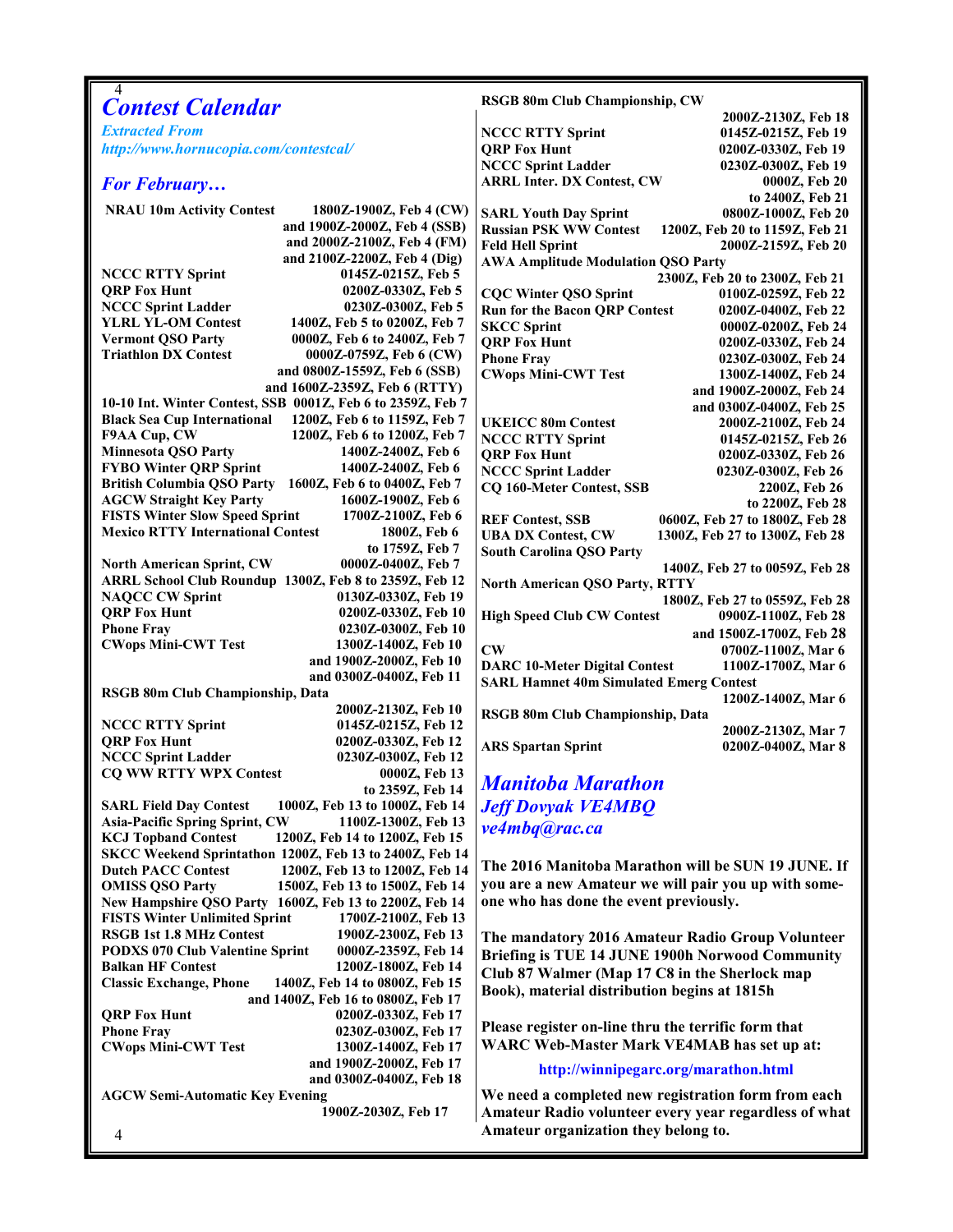# Contest Calendar

*Extracted From*
*http://www.hornucopia.com/contestcal/*

## For February…

| Contest | Time |
|---|---|
| **NRAU 10m Activity Contest** | **1800Z-1900Z, Feb 4 (CW) and 1900Z-2000Z, Feb 4 (SSB) and 2000Z-2100Z, Feb 4 (FM) and 2100Z-2200Z, Feb 4 (Dig)** |
| **NCCC RTTY Sprint** | **0145Z-0215Z, Feb 5** |
| **QRP Fox Hunt** | **0200Z-0330Z, Feb 5** |
| **NCCC Sprint Ladder** | **0230Z-0300Z, Feb 5** |
| **YLRL YL-OM Contest** | **1400Z, Feb 5 to 0200Z, Feb 7** |
| **Vermont QSO Party** | **0000Z, Feb 6 to 2400Z, Feb 7** |
| **Triathlon DX Contest** | **0000Z-0759Z, Feb 6 (CW) and 0800Z-1559Z, Feb 6 (SSB) and 1600Z-2359Z, Feb 6 (RTTY)** |
| **10-10 Int. Winter Contest, SSB** | **0001Z, Feb 6 to 2359Z, Feb 7** |
| **Black Sea Cup International** | **1200Z, Feb 6 to 1159Z, Feb 7** |
| **F9AA Cup, CW** | **1200Z, Feb 6 to 1200Z, Feb 7** |
| **Minnesota QSO Party** | **1400Z-2400Z, Feb 6** |
| **FYBO Winter QRP Sprint** | **1400Z-2400Z, Feb 6** |
| **British Columbia QSO Party** | **1600Z, Feb 6 to 0400Z, Feb 7** |
| **AGCW Straight Key Party** | **1600Z-1900Z, Feb 6** |
| **FISTS Winter Slow Speed Sprint** | **1700Z-2100Z, Feb 6** |
| **Mexico RTTY International Contest** | **1800Z, Feb 6 to 1759Z, Feb 7** |
| **North American Sprint, CW** | **0000Z-0400Z, Feb 7** |
| **ARRL School Club Roundup** | **1300Z, Feb 8 to 2359Z, Feb 12** |
| **NAQCC CW Sprint** | **0130Z-0330Z, Feb 19** |
| **QRP Fox Hunt** | **0200Z-0330Z, Feb 10** |
| **Phone Fray** | **0230Z-0300Z, Feb 10** |
| **CWops Mini-CWT Test** | **1300Z-1400Z, Feb 10 and 1900Z-2000Z, Feb 10 and 0300Z-0400Z, Feb 11** |
| **RSGB 80m Club Championship, Data** | **2000Z-2130Z, Feb 10** |
| **NCCC RTTY Sprint** | **0145Z-0215Z, Feb 12** |
| **QRP Fox Hunt** | **0200Z-0330Z, Feb 12** |
| **NCCC Sprint Ladder** | **0230Z-0300Z, Feb 12** |
| **CQ WW RTTY WPX Contest** | **0000Z, Feb 13 to 2359Z, Feb 14** |
| **SARL Field Day Contest** | **1000Z, Feb 13 to 1000Z, Feb 14** |
| **Asia-Pacific Spring Sprint, CW** | **1100Z-1300Z, Feb 13** |
| **KCJ Topband Contest** | **1200Z, Feb 14 to 1200Z, Feb 15** |
| **SKCC Weekend Sprintathon** | **1200Z, Feb 13 to 2400Z, Feb 14** |
| **Dutch PACC Contest** | **1200Z, Feb 13 to 1200Z, Feb 14** |
| **OMISS QSO Party** | **1500Z, Feb 13 to 1500Z, Feb 14** |
| **New Hampshire QSO Party** | **1600Z, Feb 13 to 2200Z, Feb 14** |
| **FISTS Winter Unlimited Sprint** | **1700Z-2100Z, Feb 13** |
| **RSGB 1st 1.8 MHz Contest** | **1900Z-2300Z, Feb 13** |
| **PODXS 070 Club Valentine Sprint** | **0000Z-2359Z, Feb 14** |
| **Balkan HF Contest** | **1200Z-1800Z, Feb 14** |
| **Classic Exchange, Phone** | **1400Z, Feb 14 to 0800Z, Feb 15 and 1400Z, Feb 16 to 0800Z, Feb 17** |
| **QRP Fox Hunt** | **0200Z-0330Z, Feb 17** |
| **Phone Fray** | **0230Z-0300Z, Feb 17** |
| **CWops Mini-CWT Test** | **1300Z-1400Z, Feb 17 and 1900Z-2000Z, Feb 17 and 0300Z-0400Z, Feb 18** |
| **AGCW Semi-Automatic Key Evening** | **1900Z-2030Z, Feb 17** |
| **RSGB 80m Club Championship, CW** | **2000Z-2130Z, Feb 18** |
| **NCCC RTTY Sprint** | **0145Z-0215Z, Feb 19** |
| **QRP Fox Hunt** | **0200Z-0330Z, Feb 19** |
| **NCCC Sprint Ladder** | **0230Z-0300Z, Feb 19** |
| **ARRL Inter. DX Contest, CW** | **0000Z, Feb 20 to 2400Z, Feb 21** |
| **SARL Youth Day Sprint** | **0800Z-1000Z, Feb 20** |
| **Russian PSK WW Contest** | **1200Z, Feb 20 to 1159Z, Feb 21** |
| **Feld Hell Sprint** | **2000Z-2159Z, Feb 20** |
| **AWA Amplitude Modulation QSO Party** | **2300Z, Feb 20 to 2300Z, Feb 21** |
| **CQC Winter QSO Sprint** | **0100Z-0259Z, Feb 22** |
| **Run for the Bacon QRP Contest** | **0200Z-0400Z, Feb 22** |
| **SKCC Sprint** | **0000Z-0200Z, Feb 24** |
| **QRP Fox Hunt** | **0200Z-0330Z, Feb 24** |
| **Phone Fray** | **0230Z-0300Z, Feb 24** |
| **CWops Mini-CWT Test** | **1300Z-1400Z, Feb 24 and 1900Z-2000Z, Feb 24 and 0300Z-0400Z, Feb 25** |
| **UKEICC 80m Contest** | **2000Z-2100Z, Feb 24** |
| **NCCC RTTY Sprint** | **0145Z-0215Z, Feb 26** |
| **QRP Fox Hunt** | **0200Z-0330Z, Feb 26** |
| **NCCC Sprint Ladder** | **0230Z-0300Z, Feb 26** |
| **CQ 160-Meter Contest, SSB** | **2200Z, Feb 26 to 2200Z, Feb 28** |
| **REF Contest, SSB** | **0600Z, Feb 27 to 1800Z, Feb 28** |
| **UBA DX Contest, CW** | **1300Z, Feb 27 to 1300Z, Feb 28** |
| **South Carolina QSO Party** | **1400Z, Feb 27 to 0059Z, Feb 28** |
| **North American QSO Party, RTTY** | **1800Z, Feb 27 to 0559Z, Feb 28** |
| **High Speed Club CW Contest** | **0900Z-1100Z, Feb 28 and 1500Z-1700Z, Feb 28** |
| **CW** | **0700Z-1100Z, Mar 6** |
| **DARC 10-Meter Digital Contest** | **1100Z-1700Z, Mar 6** |
| **SARL Hamnet 40m Simulated Emerg Contest** | **1200Z-1400Z, Mar 6** |
| **RSGB 80m Club Championship, Data** | **2000Z-2130Z, Mar 7** |
| **ARS Spartan Sprint** | **0200Z-0400Z, Mar 8** |

# Manitoba Marathon

*Jeff Dovyak VE4MBQ*
*ve4mbq@rac.ca*

**The 2016 Manitoba Marathon will be SUN 19 JUNE. If you are a new Amateur we will pair you up with someone who has done the event previously.**

**The mandatory 2016 Amateur Radio Group Volunteer Briefing is TUE 14 JUNE 1900h Norwood Community Club 87 Walmer (Map 17 C8 in the Sherlock map Book), material distribution begins at 1815h**

**Please register on-line thru the terrific form that WARC Web-Master Mark VE4MAB has set up at:**

**http://winnipegarc.org/marathon.html**

**We need a completed new registration form from each Amateur Radio volunteer every year regardless of what Amateur organization they belong to.**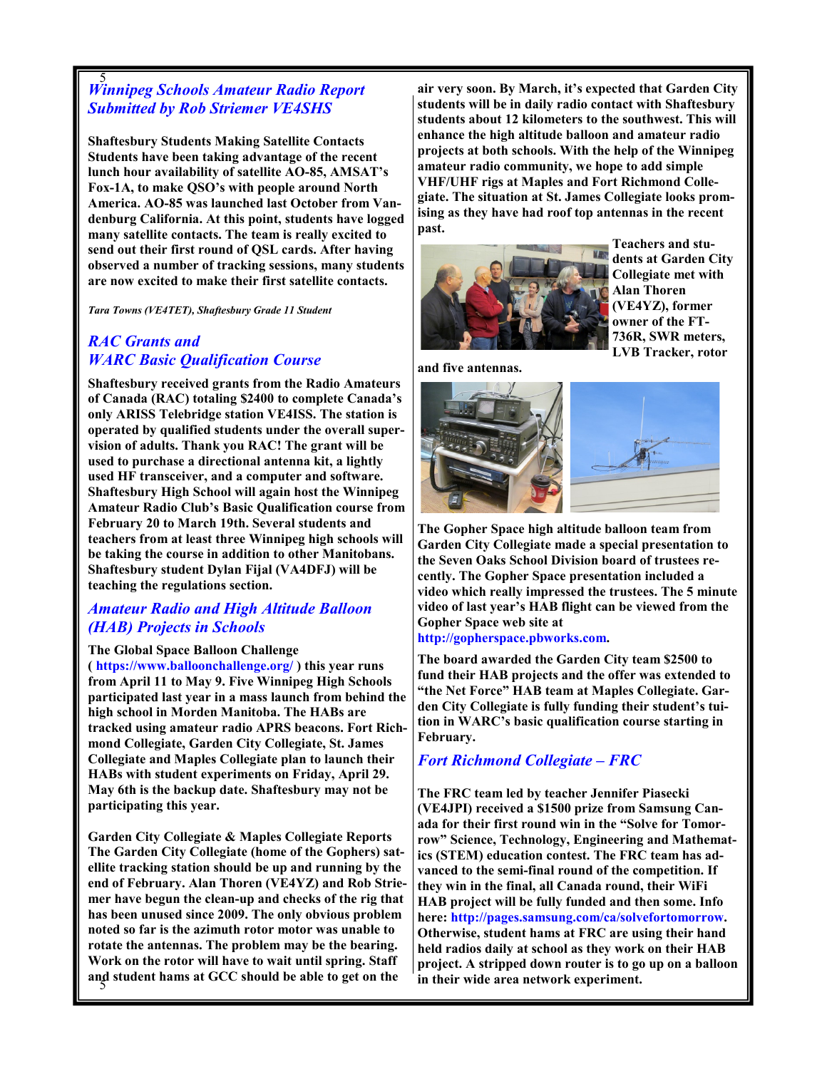## Winnipeg Schools Amateur Radio Report
## Submitted by Rob Striemer VE4SHS

**Shaftesbury Students Making Satellite Contacts**
**Students have been taking advantage of the recent lunch hour availability of satellite AO-85, AMSAT's Fox-1A, to make QSO's with people around North America. AO-85 was launched last October from Vandenburg California. At this point, students have logged many satellite contacts. The team is really excited to send out their first round of QSL cards. After having observed a number of tracking sessions, many students are now excited to make their first satellite contacts.**

*Tara Towns (VE4TET), Shaftesbury Grade 11 Student*

## RAC Grants and WARC Basic Qualification Course

**Shaftesbury received grants from the Radio Amateurs of Canada (RAC) totaling $2400 to complete Canada's only ARISS Telebridge station VE4ISS. The station is operated by qualified students under the overall supervision of adults. Thank you RAC! The grant will be used to purchase a directional antenna kit, a lightly used HF transceiver, and a computer and software. Shaftesbury High School will again host the Winnipeg Amateur Radio Club's Basic Qualification course from February 20 to March 19th. Several students and teachers from at least three Winnipeg high schools will be taking the course in addition to other Manitobans. Shaftesbury student Dylan Fijal (VA4DFJ) will be teaching the regulations section.**

## Amateur Radio and High Altitude Balloon (HAB) Projects in Schools

**The Global Space Balloon Challenge ( https://www.balloonchallenge.org/ ) this year runs from April 11 to May 9. Five Winnipeg High Schools participated last year in a mass launch from behind the high school in Morden Manitoba. The HABs are tracked using amateur radio APRS beacons. Fort Richmond Collegiate, Garden City Collegiate, St. James Collegiate and Maples Collegiate plan to launch their HABs with student experiments on Friday, April 29. May 6th is the backup date. Shaftesbury may not be participating this year.**

**Garden City Collegiate & Maples Collegiate Reports**
**The Garden City Collegiate (home of the Gophers) satellite tracking station should be up and running by the end of February. Alan Thoren (VE4YZ) and Rob Striemer have begun the clean-up and checks of the rig that has been unused since 2009. The only obvious problem noted so far is the azimuth rotor motor was unable to rotate the antennas. The problem may be the bearing. Work on the rotor will have to wait until spring. Staff and student hams at GCC should be able to get on the air very soon. By March, it's expected that Garden City students will be in daily radio contact with Shaftesbury students about 12 kilometers to the southwest. This will enhance the high altitude balloon and amateur radio projects at both schools. With the help of the Winnipeg amateur radio community, we hope to add simple VHF/UHF rigs at Maples and Fort Richmond Collegiate. The situation at St. James Collegiate looks promising as they have had roof top antennas in the recent past.**

**Teachers and students at Garden City Collegiate met with Alan Thoren (VE4YZ), former owner of the FT-736R, SWR meters, LVB Tracker, rotor and five antennas.**

**The Gopher Space high altitude balloon team from Garden City Collegiate made a special presentation to the Seven Oaks School Division board of trustees recently. The Gopher Space presentation included a video which really impressed the trustees. The 5 minute video of last year's HAB flight can be viewed from the Gopher Space web site at http://gopherspace.pbworks.com.**

**The board awarded the Garden City team $2500 to fund their HAB projects and the offer was extended to "the Net Force" HAB team at Maples Collegiate. Garden City Collegiate is fully funding their student's tuition in WARC's basic qualification course starting in February.**

## Fort Richmond Collegiate – FRC

**The FRC team led by teacher Jennifer Piasecki (VE4JPI) received a $1500 prize from Samsung Canada for their first round win in the "Solve for Tomorrow" Science, Technology, Engineering and Mathematics (STEM) education contest. The FRC team has advanced to the semi-final round of the competition. If they win in the final, all Canada round, their WiFi HAB project will be fully funded and then some. Info here: http://pages.samsung.com/ca/solvefortomorrow. Otherwise, student hams at FRC are using their hand held radios daily at school as they work on their HAB project. A stripped down router is to go up on a balloon in their wide area network experiment.**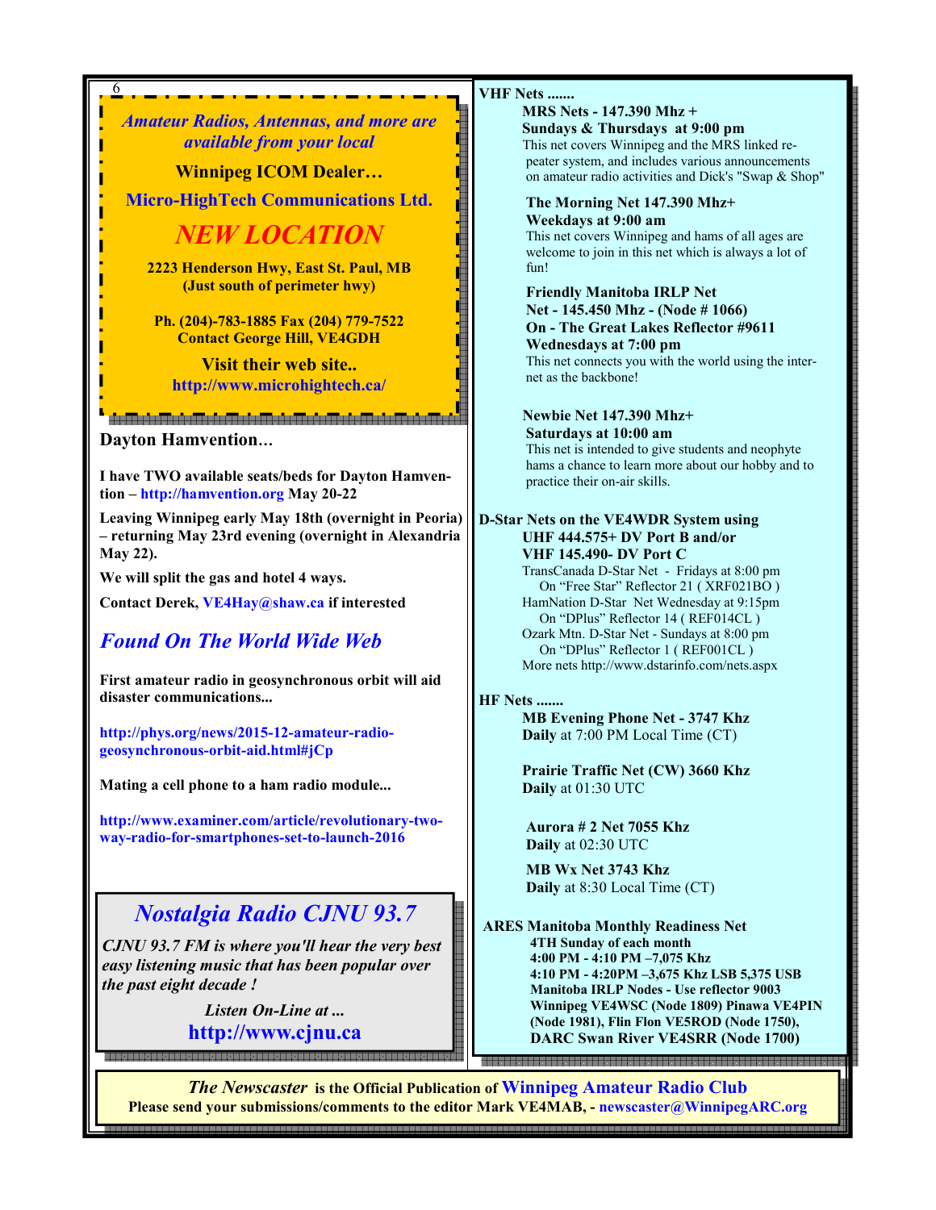*Amateur Radios, Antennas, and more are available from your local*

**Winnipeg ICOM Dealer…**

**Micro-HighTech Communications Ltd.**

## *NEW LOCATION*

**2223 Henderson Hwy, East St. Paul, MB**
**(Just south of perimeter hwy)**

**Ph. (204)-783-1885 Fax (204) 779-7522**
**Contact George Hill, VE4GDH**

**Visit their web site..**
**http://www.microhightech.ca/**

### Dayton Hamvention…

**I have TWO available seats/beds for Dayton Hamvention – http://hamvention.org May 20-22**

**Leaving Winnipeg early May 18th (overnight in Peoria) – returning May 23rd evening (overnight in Alexandria May 22).**

**We will split the gas and hotel 4 ways.**

**Contact Derek, VE4Hay@shaw.ca if interested**

## *Found On The World Wide Web*

**First amateur radio in geosynchronous orbit will aid disaster communications...**

**http://phys.org/news/2015-12-amateur-radio-geosynchronous-orbit-aid.html#jCp**

**Mating a cell phone to a ham radio module...**

**http://www.examiner.com/article/revolutionary-two-way-radio-for-smartphones-set-to-launch-2016**

## *Nostalgia Radio CJNU 93.7*

***CJNU 93.7 FM is where you'll hear the very best easy listening music that has been popular over the past eight decade !***

***Listen On-Line at ...***

**http://www.cjnu.ca**

### VHF Nets .......

**MRS Nets - 147.390 Mhz +**
**Sundays & Thursdays at 9:00 pm**
This net covers Winnipeg and the MRS linked repeater system, and includes various announcements on amateur radio activities and Dick's "Swap & Shop"

**The Morning Net 147.390 Mhz+**
**Weekdays at 9:00 am**
This net covers Winnipeg and hams of all ages are welcome to join in this net which is always a lot of fun!

**Friendly Manitoba IRLP Net**
**Net - 145.450 Mhz - (Node # 1066)**
**On - The Great Lakes Reflector #9611**
**Wednesdays at 7:00 pm**
This net connects you with the world using the internet as the backbone!

**Newbie Net 147.390 Mhz+**
**Saturdays at 10:00 am**
This net is intended to give students and neophyte hams a chance to learn more about our hobby and to practice their on-air skills.

### D-Star Nets on the VE4WDR System using

**UHF 444.575+ DV Port B and/or**
**VHF 145.490- DV Port C**

TransCanada D-Star Net - Fridays at 8:00 pm
On "Free Star" Reflector 21 ( XRF021BO )
HamNation D-Star Net Wednesday at 9:15pm
On "DPlus" Reflector 14 ( REF014CL )
Ozark Mtn. D-Star Net - Sundays at 8:00 pm
On "DPlus" Reflector 1 ( REF001CL )
More nets http://www.dstarinfo.com/nets.aspx

### HF Nets .......

**MB Evening Phone Net - 3747 Khz**
**Daily** at 7:00 PM Local Time (CT)

**Prairie Traffic Net (CW) 3660 Khz**
**Daily** at 01:30 UTC

**Aurora # 2 Net 7055 Khz**
**Daily** at 02:30 UTC

**MB Wx Net 3743 Khz**
**Daily** at 8:30 Local Time (CT)

### ARES Manitoba Monthly Readiness Net

**4TH Sunday of each month**
**4:00 PM - 4:10 PM –7,075 Khz**
**4:10 PM - 4:20PM –3,675 Khz LSB 5,375 USB**
**Manitoba IRLP Nodes - Use reflector 9003**
**Winnipeg VE4WSC (Node 1809) Pinawa VE4PIN (Node 1981), Flin Flon VE5ROD (Node 1750), DARC Swan River VE4SRR (Node 1700)**

***The Newscaster*** **is the Official Publication of Winnipeg Amateur Radio Club**
**Please send your submissions/comments to the editor Mark VE4MAB, - newscaster@WinnipegARC.org**